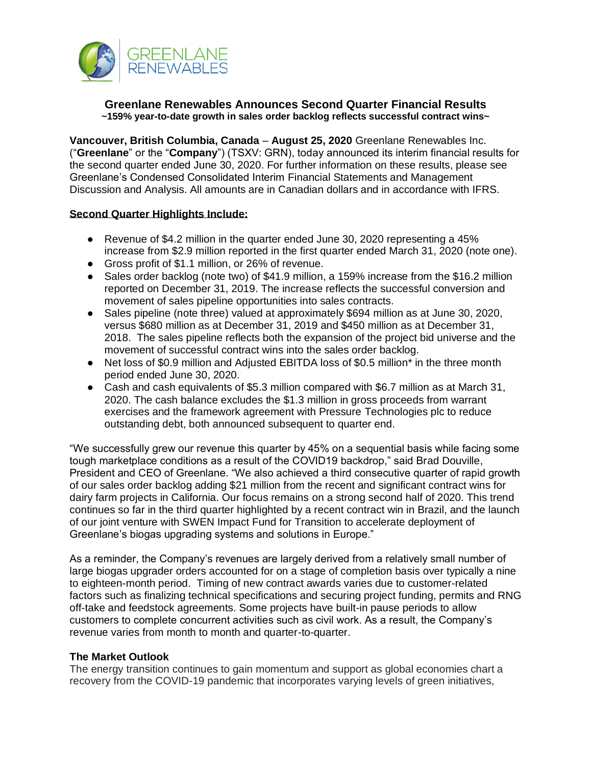# Greenlane Renewables Announces Second Quarter Financial Results

**~159% year-to-date growth in sales order backlog reflects successful contract wins~**

**Vancouver, British Columbia, Canada** – **August 25, 2020** Greenlane Renewables Inc. ("**Greenlane**" or the "**Company**") (TSXV: GRN), today announced its interim financial results for the second quarter ended June 30, 2020. For further information on these results, please see Greenlane's Condensed Consolidated Interim Financial Statements and Management Discussion and Analysis. All amounts are in Canadian dollars and in accordance with IFRS.

## Second Quarter Highlights Include:

- Revenue of $4.2 million in the quarter ended June 30, 2020 representing a 45% increase from $2.9 million reported in the first quarter ended March 31, 2020 (note one).
- Gross profit of $1.1 million, or 26% of revenue.
- Sales order backlog (note two) of $41.9 million, a 159% increase from the $16.2 million reported on December 31, 2019. The increase reflects the successful conversion and movement of sales pipeline opportunities into sales contracts.
- Sales pipeline (note three) valued at approximately $694 million as at June 30, 2020, versus $680 million as at December 31, 2019 and $450 million as at December 31, 2018. The sales pipeline reflects both the expansion of the project bid universe and the movement of successful contract wins into the sales order backlog.
- Net loss of $0.9 million and Adjusted EBITDA loss of $0.5 million* in the three month period ended June 30, 2020.
- Cash and cash equivalents of $5.3 million compared with $6.7 million as at March 31, 2020. The cash balance excludes the $1.3 million in gross proceeds from warrant exercises and the framework agreement with Pressure Technologies plc to reduce outstanding debt, both announced subsequent to quarter end.

"We successfully grew our revenue this quarter by 45% on a sequential basis while facing some tough marketplace conditions as a result of the COVID19 backdrop," said Brad Douville, President and CEO of Greenlane. "We also achieved a third consecutive quarter of rapid growth of our sales order backlog adding $21 million from the recent and significant contract wins for dairy farm projects in California. Our focus remains on a strong second half of 2020. This trend continues so far in the third quarter highlighted by a recent contract win in Brazil, and the launch of our joint venture with SWEN Impact Fund for Transition to accelerate deployment of Greenlane's biogas upgrading systems and solutions in Europe."

As a reminder, the Company's revenues are largely derived from a relatively small number of large biogas upgrader orders accounted for on a stage of completion basis over typically a nine to eighteen-month period. Timing of new contract awards varies due to customer-related factors such as finalizing technical specifications and securing project funding, permits and RNG off-take and feedstock agreements. Some projects have built-in pause periods to allow customers to complete concurrent activities such as civil work. As a result, the Company's revenue varies from month to month and quarter-to-quarter.

### The Market Outlook

The energy transition continues to gain momentum and support as global economies chart a recovery from the COVID-19 pandemic that incorporates varying levels of green initiatives,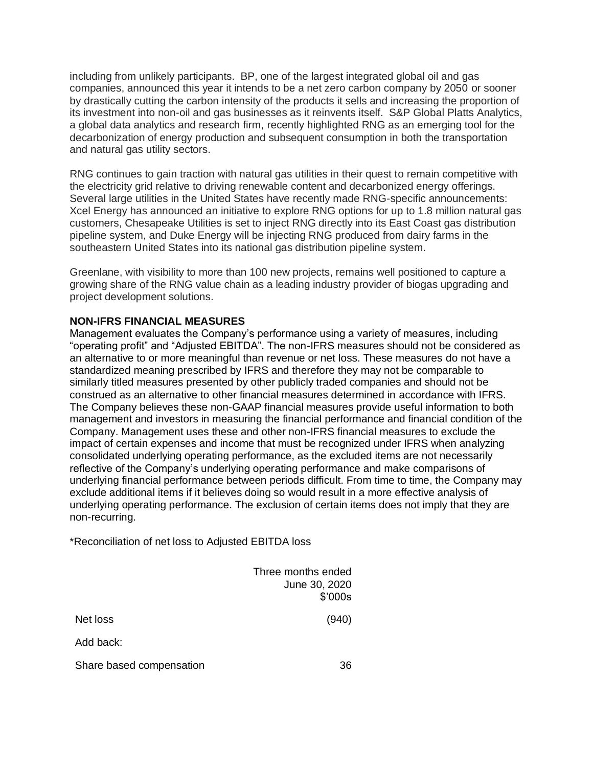including from unlikely participants. BP, one of the largest integrated global oil and gas companies, announced this year it intends to be a net zero carbon company by 2050 or sooner by drastically cutting the carbon intensity of the products it sells and increasing the proportion of its investment into non-oil and gas businesses as it reinvents itself. S&P Global Platts Analytics, a global data analytics and research firm, recently highlighted RNG as an emerging tool for the decarbonization of energy production and subsequent consumption in both the transportation and natural gas utility sectors.

RNG continues to gain traction with natural gas utilities in their quest to remain competitive with the electricity grid relative to driving renewable content and decarbonized energy offerings. Several large utilities in the United States have recently made RNG-specific announcements: Xcel Energy has announced an initiative to explore RNG options for up to 1.8 million natural gas customers, Chesapeake Utilities is set to inject RNG directly into its East Coast gas distribution pipeline system, and Duke Energy will be injecting RNG produced from dairy farms in the southeastern United States into its national gas distribution pipeline system.

Greenlane, with visibility to more than 100 new projects, remains well positioned to capture a growing share of the RNG value chain as a leading industry provider of biogas upgrading and project development solutions.

**NON-IFRS FINANCIAL MEASURES**

Management evaluates the Company's performance using a variety of measures, including "operating profit" and "Adjusted EBITDA". The non-IFRS measures should not be considered as an alternative to or more meaningful than revenue or net loss. These measures do not have a standardized meaning prescribed by IFRS and therefore they may not be comparable to similarly titled measures presented by other publicly traded companies and should not be construed as an alternative to other financial measures determined in accordance with IFRS. The Company believes these non-GAAP financial measures provide useful information to both management and investors in measuring the financial performance and financial condition of the Company. Management uses these and other non-IFRS financial measures to exclude the impact of certain expenses and income that must be recognized under IFRS when analyzing consolidated underlying operating performance, as the excluded items are not necessarily reflective of the Company's underlying operating performance and make comparisons of underlying financial performance between periods difficult. From time to time, the Company may exclude additional items if it believes doing so would result in a more effective analysis of underlying operating performance. The exclusion of certain items does not imply that they are non-recurring.

*Reconciliation of net loss to Adjusted EBITDA loss

| | Three months ended June 30, 2020 $'000s |
|---|---|
| Net loss | (940) |
| Add back: | |
| Share based compensation | 36 |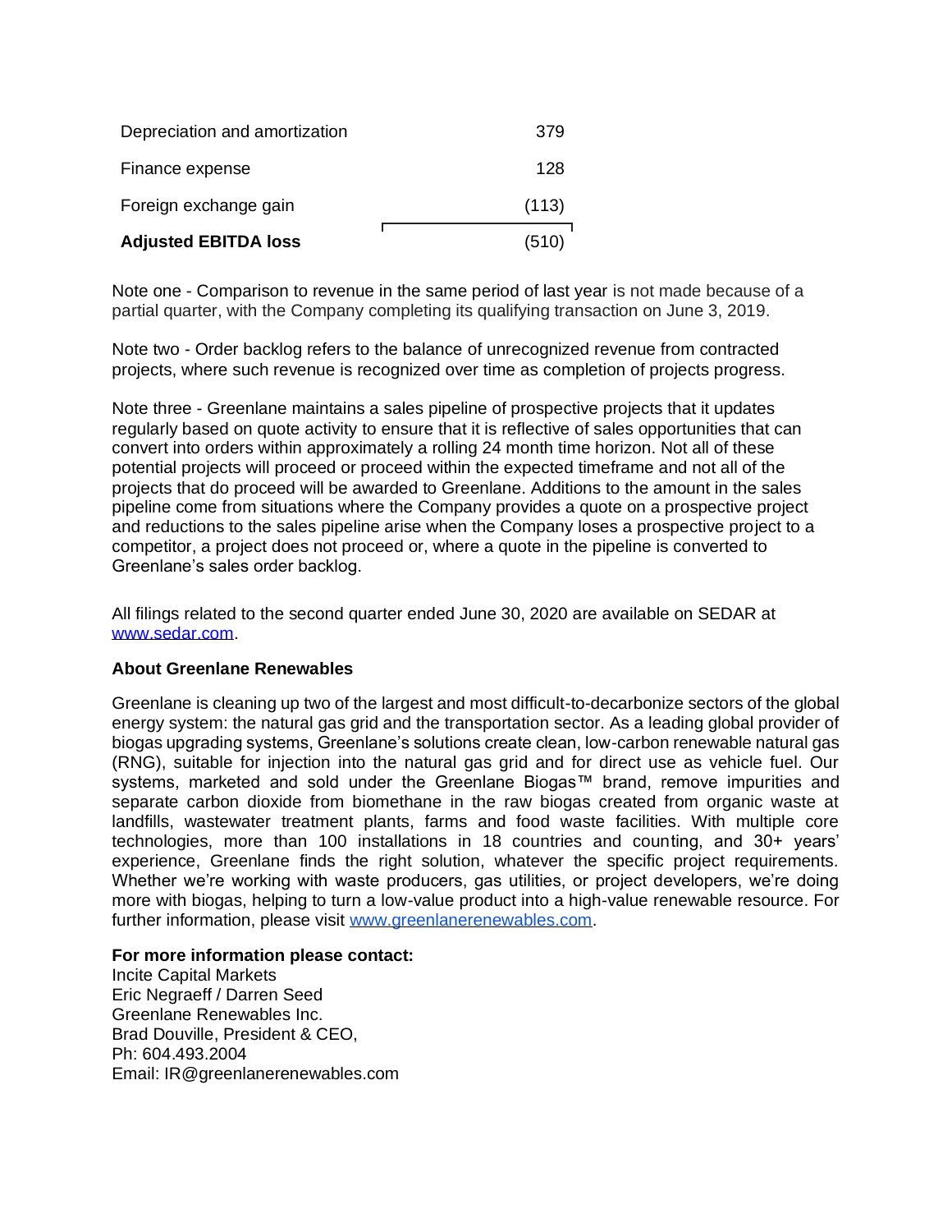| | |
|---|---|
| Depreciation and amortization | 379 |
| Finance expense | 128 |
| Foreign exchange gain | (113) |
| **Adjusted EBITDA loss** | (510) |

Note one - Comparison to revenue in the same period of last year is not made because of a partial quarter, with the Company completing its qualifying transaction on June 3, 2019.

Note two - Order backlog refers to the balance of unrecognized revenue from contracted projects, where such revenue is recognized over time as completion of projects progress.

Note three - Greenlane maintains a sales pipeline of prospective projects that it updates regularly based on quote activity to ensure that it is reflective of sales opportunities that can convert into orders within approximately a rolling 24 month time horizon. Not all of these potential projects will proceed or proceed within the expected timeframe and not all of the projects that do proceed will be awarded to Greenlane. Additions to the amount in the sales pipeline come from situations where the Company provides a quote on a prospective project and reductions to the sales pipeline arise when the Company loses a prospective project to a competitor, a project does not proceed or, where a quote in the pipeline is converted to Greenlane's sales order backlog.

All filings related to the second quarter ended June 30, 2020 are available on SEDAR at www.sedar.com.

**About Greenlane Renewables**

Greenlane is cleaning up two of the largest and most difficult-to-decarbonize sectors of the global energy system: the natural gas grid and the transportation sector. As a leading global provider of biogas upgrading systems, Greenlane's solutions create clean, low-carbon renewable natural gas (RNG), suitable for injection into the natural gas grid and for direct use as vehicle fuel. Our systems, marketed and sold under the Greenlane Biogas™ brand, remove impurities and separate carbon dioxide from biomethane in the raw biogas created from organic waste at landfills, wastewater treatment plants, farms and food waste facilities. With multiple core technologies, more than 100 installations in 18 countries and counting, and 30+ years' experience, Greenlane finds the right solution, whatever the specific project requirements. Whether we're working with waste producers, gas utilities, or project developers, we're doing more with biogas, helping to turn a low-value product into a high-value renewable resource. For further information, please visit www.greenlanerenewables.com.

**For more information please contact:**
Incite Capital Markets
Eric Negraeff / Darren Seed
Greenlane Renewables Inc.
Brad Douville, President & CEO,
Ph: 604.493.2004
Email: IR@greenlanerenewables.com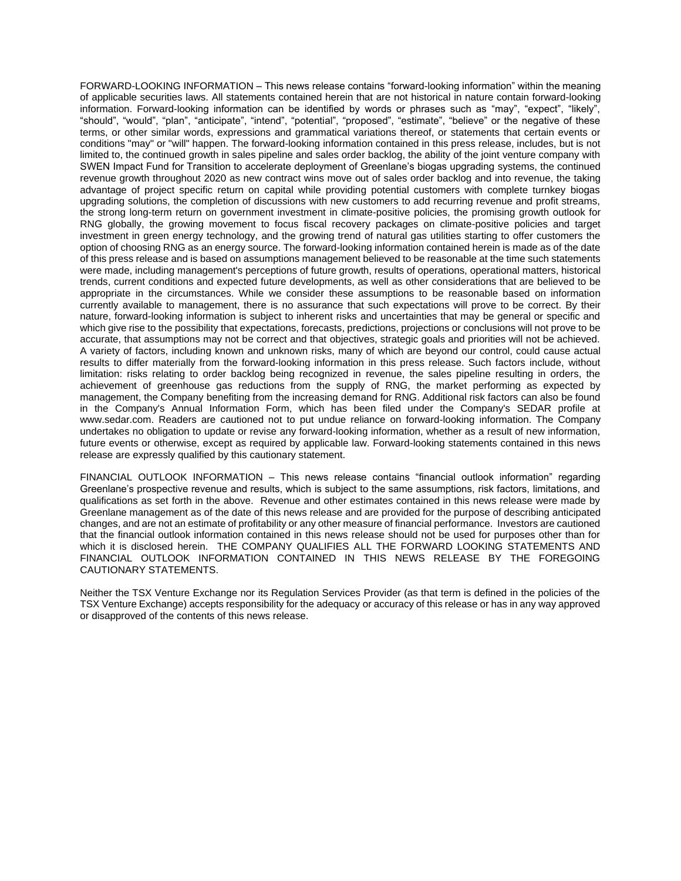FORWARD-LOOKING INFORMATION – This news release contains "forward-looking information" within the meaning of applicable securities laws. All statements contained herein that are not historical in nature contain forward-looking information. Forward-looking information can be identified by words or phrases such as "may", "expect", "likely", "should", "would", "plan", "anticipate", "intend", "potential", "proposed", "estimate", "believe" or the negative of these terms, or other similar words, expressions and grammatical variations thereof, or statements that certain events or conditions "may" or "will" happen. The forward-looking information contained in this press release, includes, but is not limited to, the continued growth in sales pipeline and sales order backlog, the ability of the joint venture company with SWEN Impact Fund for Transition to accelerate deployment of Greenlane's biogas upgrading systems, the continued revenue growth throughout 2020 as new contract wins move out of sales order backlog and into revenue, the taking advantage of project specific return on capital while providing potential customers with complete turnkey biogas upgrading solutions, the completion of discussions with new customers to add recurring revenue and profit streams, the strong long-term return on government investment in climate-positive policies, the promising growth outlook for RNG globally, the growing movement to focus fiscal recovery packages on climate-positive policies and target investment in green energy technology, and the growing trend of natural gas utilities starting to offer customers the option of choosing RNG as an energy source. The forward-looking information contained herein is made as of the date of this press release and is based on assumptions management believed to be reasonable at the time such statements were made, including management's perceptions of future growth, results of operations, operational matters, historical trends, current conditions and expected future developments, as well as other considerations that are believed to be appropriate in the circumstances. While we consider these assumptions to be reasonable based on information currently available to management, there is no assurance that such expectations will prove to be correct. By their nature, forward-looking information is subject to inherent risks and uncertainties that may be general or specific and which give rise to the possibility that expectations, forecasts, predictions, projections or conclusions will not prove to be accurate, that assumptions may not be correct and that objectives, strategic goals and priorities will not be achieved. A variety of factors, including known and unknown risks, many of which are beyond our control, could cause actual results to differ materially from the forward-looking information in this press release. Such factors include, without limitation: risks relating to order backlog being recognized in revenue, the sales pipeline resulting in orders, the achievement of greenhouse gas reductions from the supply of RNG, the market performing as expected by management, the Company benefiting from the increasing demand for RNG. Additional risk factors can also be found in the Company's Annual Information Form, which has been filed under the Company's SEDAR profile at www.sedar.com. Readers are cautioned not to put undue reliance on forward-looking information. The Company undertakes no obligation to update or revise any forward-looking information, whether as a result of new information, future events or otherwise, except as required by applicable law. Forward-looking statements contained in this news release are expressly qualified by this cautionary statement.

FINANCIAL OUTLOOK INFORMATION – This news release contains "financial outlook information" regarding Greenlane's prospective revenue and results, which is subject to the same assumptions, risk factors, limitations, and qualifications as set forth in the above. Revenue and other estimates contained in this news release were made by Greenlane management as of the date of this news release and are provided for the purpose of describing anticipated changes, and are not an estimate of profitability or any other measure of financial performance. Investors are cautioned that the financial outlook information contained in this news release should not be used for purposes other than for which it is disclosed herein. THE COMPANY QUALIFIES ALL THE FORWARD LOOKING STATEMENTS AND FINANCIAL OUTLOOK INFORMATION CONTAINED IN THIS NEWS RELEASE BY THE FOREGOING CAUTIONARY STATEMENTS.

Neither the TSX Venture Exchange nor its Regulation Services Provider (as that term is defined in the policies of the TSX Venture Exchange) accepts responsibility for the adequacy or accuracy of this release or has in any way approved or disapproved of the contents of this news release.